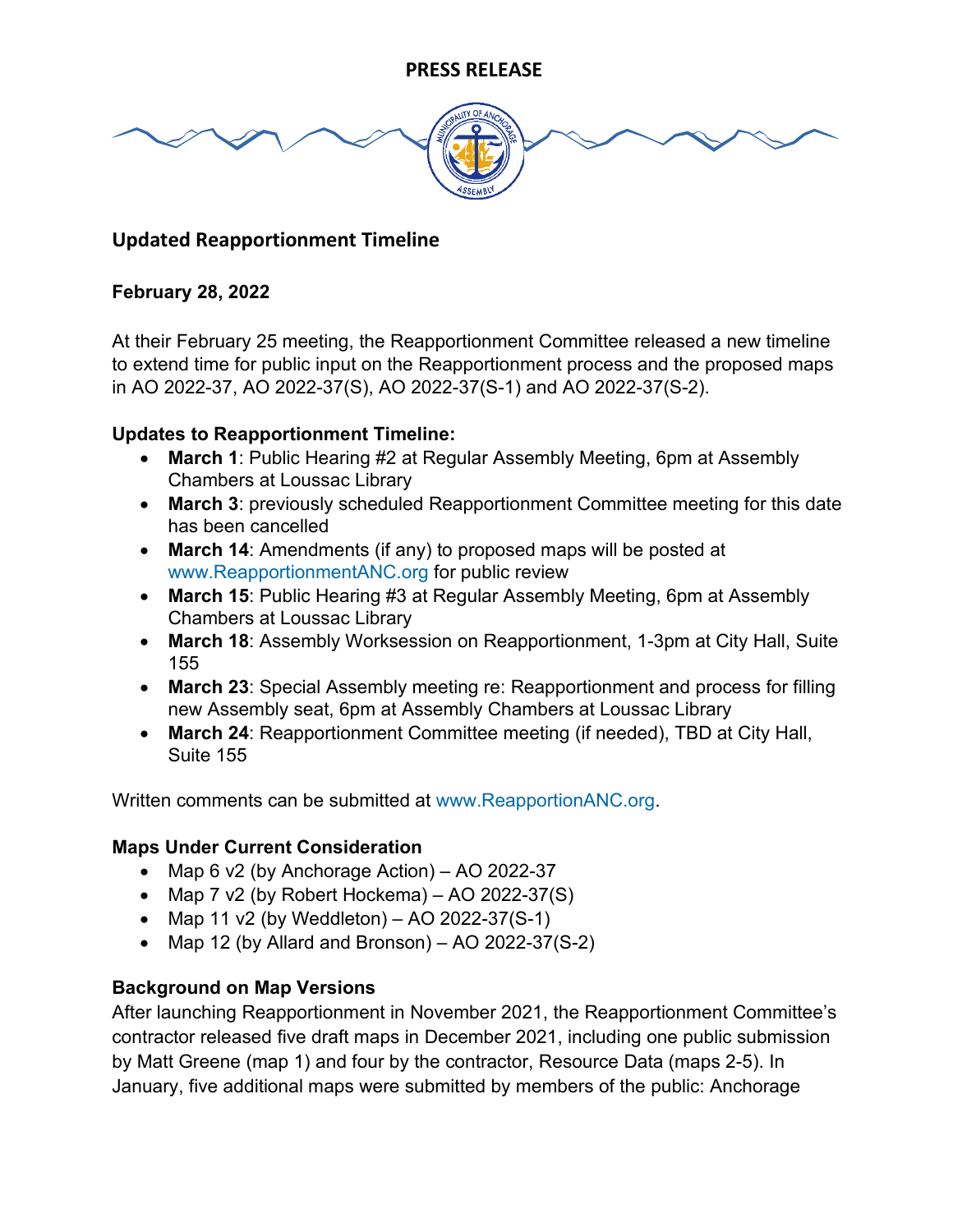**PRESS RELEASE**

## Updated Reapportionment Timeline

**February 28, 2022**

At their February 25 meeting, the Reapportionment Committee released a new timeline to extend time for public input on the Reapportionment process and the proposed maps in AO 2022-37, AO 2022-37(S), AO 2022-37(S-1) and AO 2022-37(S-2).

**Updates to Reapportionment Timeline:**

- **March 1**: Public Hearing #2 at Regular Assembly Meeting, 6pm at Assembly Chambers at Loussac Library
- **March 3**: previously scheduled Reapportionment Committee meeting for this date has been cancelled
- **March 14**: Amendments (if any) to proposed maps will be posted at www.ReapportionmentANC.org for public review
- **March 15**: Public Hearing #3 at Regular Assembly Meeting, 6pm at Assembly Chambers at Loussac Library
- **March 18**: Assembly Worksession on Reapportionment, 1-3pm at City Hall, Suite 155
- **March 23**: Special Assembly meeting re: Reapportionment and process for filling new Assembly seat, 6pm at Assembly Chambers at Loussac Library
- **March 24**: Reapportionment Committee meeting (if needed), TBD at City Hall, Suite 155

Written comments can be submitted at www.ReapportionANC.org.

**Maps Under Current Consideration**

- Map 6 v2 (by Anchorage Action) – AO 2022-37
- Map 7 v2 (by Robert Hockema) – AO 2022-37(S)
- Map 11 v2 (by Weddleton) – AO 2022-37(S-1)
- Map 12 (by Allard and Bronson) – AO 2022-37(S-2)

**Background on Map Versions**

After launching Reapportionment in November 2021, the Reapportionment Committee's contractor released five draft maps in December 2021, including one public submission by Matt Greene (map 1) and four by the contractor, Resource Data (maps 2-5). In January, five additional maps were submitted by members of the public: Anchorage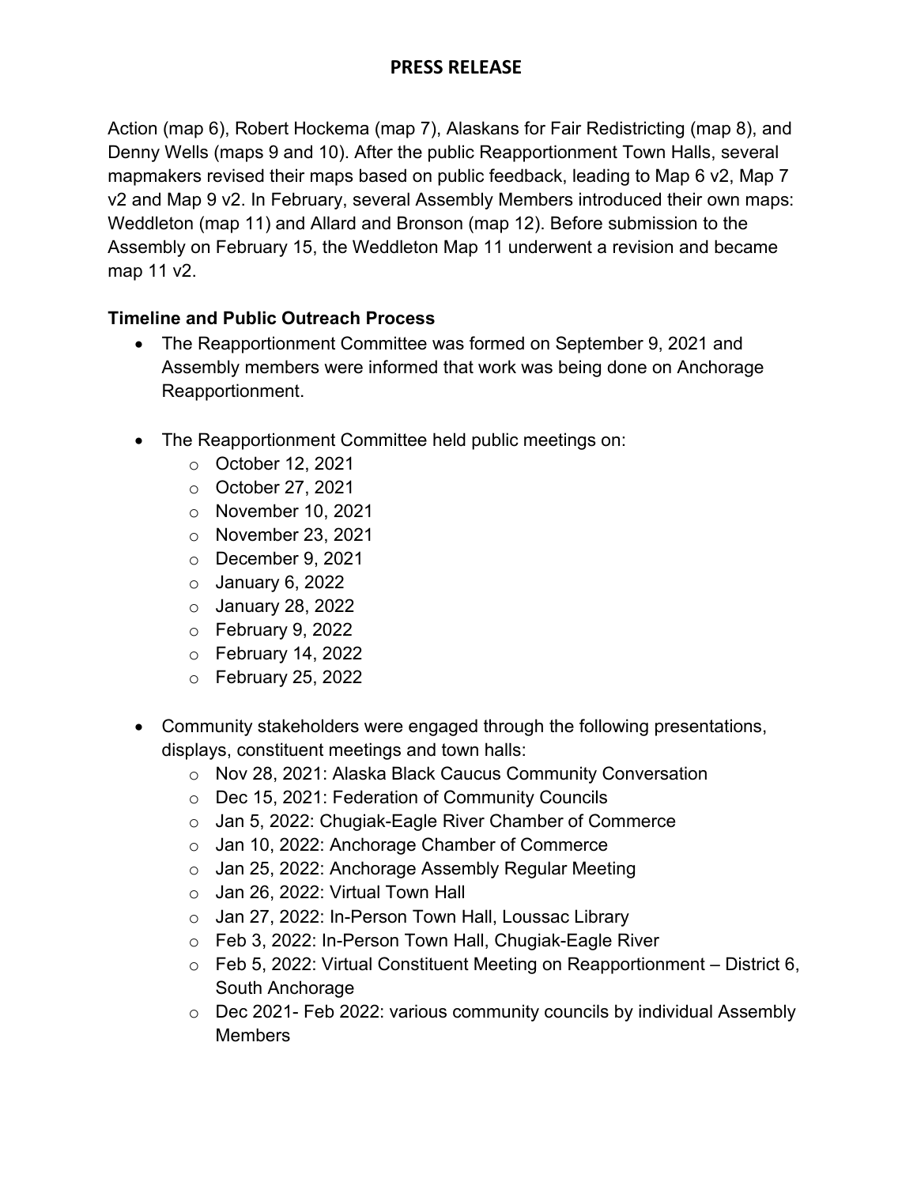Action (map 6), Robert Hockema (map 7), Alaskans for Fair Redistricting (map 8), and Denny Wells (maps 9 and 10). After the public Reapportionment Town Halls, several mapmakers revised their maps based on public feedback, leading to Map 6 v2, Map 7 v2 and Map 9 v2. In February, several Assembly Members introduced their own maps: Weddleton (map 11) and Allard and Bronson (map 12). Before submission to the Assembly on February 15, the Weddleton Map 11 underwent a revision and became map 11 v2.

**Timeline and Public Outreach Process**

- The Reapportionment Committee was formed on September 9, 2021 and Assembly members were informed that work was being done on Anchorage Reapportionment.
- The Reapportionment Committee held public meetings on:
    - October 12, 2021
    - October 27, 2021
    - November 10, 2021
    - November 23, 2021
    - December 9, 2021
    - January 6, 2022
    - January 28, 2022
    - February 9, 2022
    - February 14, 2022
    - February 25, 2022
- Community stakeholders were engaged through the following presentations, displays, constituent meetings and town halls:
    - Nov 28, 2021: Alaska Black Caucus Community Conversation
    - Dec 15, 2021: Federation of Community Councils
    - Jan 5, 2022: Chugiak-Eagle River Chamber of Commerce
    - Jan 10, 2022: Anchorage Chamber of Commerce
    - Jan 25, 2022: Anchorage Assembly Regular Meeting
    - Jan 26, 2022: Virtual Town Hall
    - Jan 27, 2022: In-Person Town Hall, Loussac Library
    - Feb 3, 2022: In-Person Town Hall, Chugiak-Eagle River
    - Feb 5, 2022: Virtual Constituent Meeting on Reapportionment – District 6, South Anchorage
    - Dec 2021- Feb 2022: various community councils by individual Assembly Members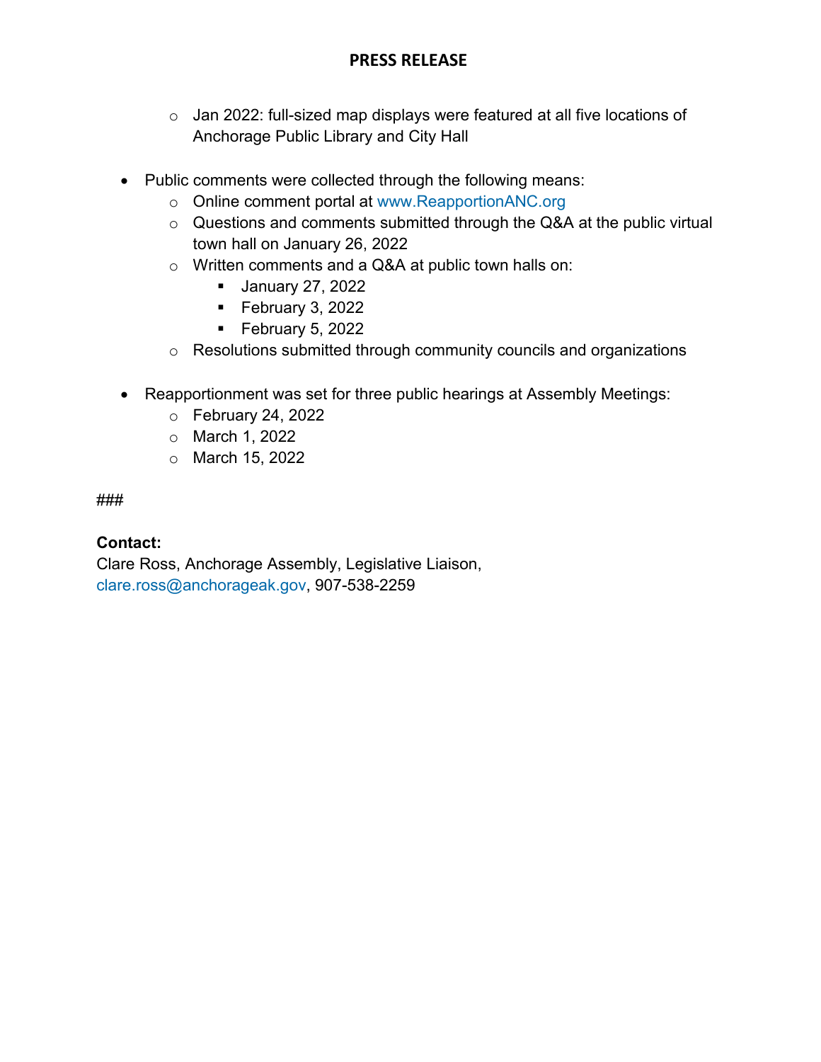- Jan 2022: full-sized map displays were featured at all five locations of Anchorage Public Library and City Hall

- Public comments were collected through the following means:
    - Online comment portal at www.ReapportionANC.org
    - Questions and comments submitted through the Q&A at the public virtual town hall on January 26, 2022
    - Written comments and a Q&A at public town halls on:
        - January 27, 2022
        - February 3, 2022
        - February 5, 2022
    - Resolutions submitted through community councils and organizations

- Reapportionment was set for three public hearings at Assembly Meetings:
    - February 24, 2022
    - March 1, 2022
    - March 15, 2022

###

**Contact:**
Clare Ross, Anchorage Assembly, Legislative Liaison,
clare.ross@anchorageak.gov, 907-538-2259